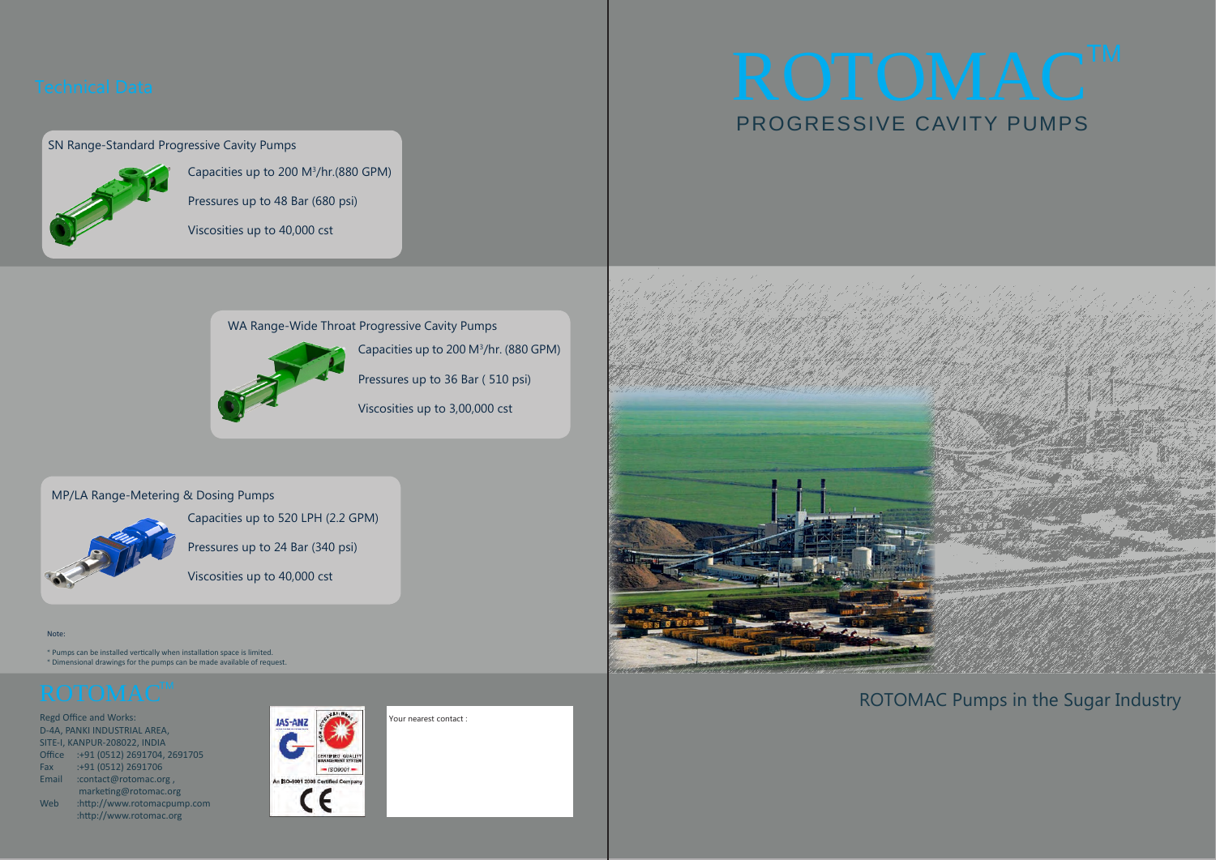# Technical Data

## SN Range-Standard Progressive Cavity Pumps

Capacities up to 200 $M^3$/hr.(880 GPM)

Pressures up to 48 Bar (680 psi)

Viscosities up to 40,000 cst

## WA Range-Wide Throat Progressive Cavity Pumps

Capacities up to 200 $M^3$/hr. (880 GPM)

Pressures up to 36 Bar ( 510 psi)

Viscosities up to 3,00,000 cst

## MP/LA Range-Metering & Dosing Pumps

Capacities up to 520 LPH (2.2 GPM)

Pressures up to 24 Bar (340 psi)

Viscosities up to 40,000 cst

Note:

* Pumps can be installed vertically when installation space is limited.
* Dimensional drawings for the pumps can be made available of request.

ROTOMAC™

Regd Office and Works:
D-4A, PANKI INDUSTRIAL AREA,
SITE-I, KANPUR-208022, INDIA
Office :+91 (0512) 2691704, 2691705
Fax :+91 (0512) 2691706
Email :contact@rotomac.org ,
marketing@rotomac.org
Web :http://www.rotomacpump.com
:http://www.rotomac.org

JAS-ANZ
CERTIFIED QUALITY MANAGEMENT SYSTEM
ISO9001
An ISO-9001 2008 Certified Company
CE

Your nearest contact :

# ROTOMAC™

## PROGRESSIVE CAVITY PUMPS

ROTOMAC Pumps in the Sugar Industry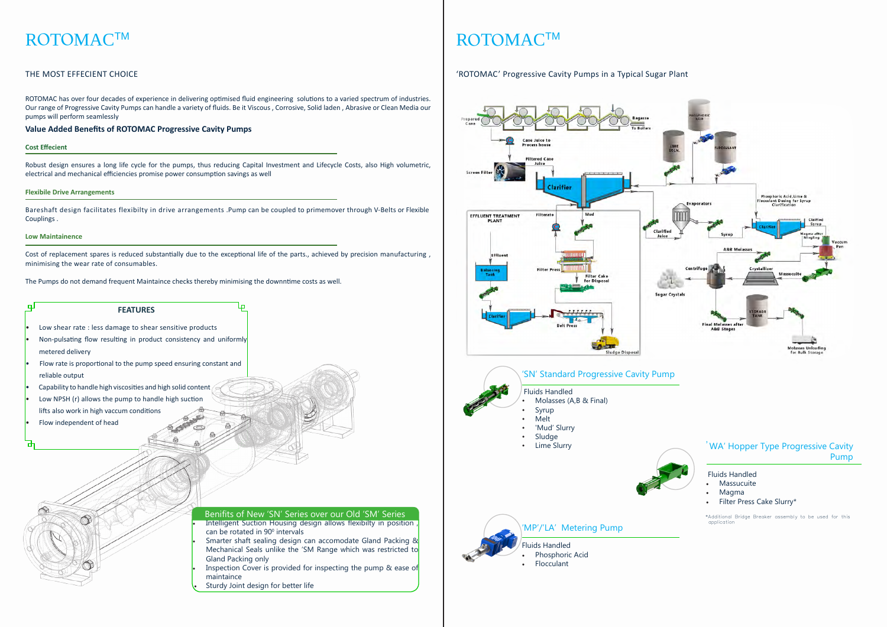# ROTOMAC™

## THE MOST EFFECIENT CHOICE

ROTOMAC has over four decades of experience in delivering optimised fluid engineering solutions to a varied spectrum of industries. Our range of Progressive Cavity Pumps can handle a variety of fluids. Be it Viscous , Corrosive, Solid laden , Abrasive or Clean Media our pumps will perform seamlessly

### Value Added Benefits of ROTOMAC Progressive Cavity Pumps

#### Cost Effecient

Robust design ensures a long life cycle for the pumps, thus reducing Capital Investment and Lifecycle Costs, also High volumetric, electrical and mechanical efficiencies promise power consumption savings as well

#### Flexibile Drive Arrangements

Bareshaft design facilitates flexibilty in drive arrangements .Pump can be coupled to primemover through V-Belts or Flexible Couplings .

#### Low Maintainence

Cost of replacement spares is reduced substantially due to the exceptional life of the parts., achieved by precision manufacturing , minimising the wear rate of consumables.

The Pumps do not demand frequent Maintaince checks thereby minimising the downntime costs as well.

### FEATURES

- Low shear rate : less damage to shear sensitive products
- Non-pulsating flow resulting in product consistency and uniformly metered delivery
- Flow rate is proportional to the pump speed ensuring constant and reliable output
- Capability to handle high viscosities and high solid content
- Low NPSH (r) allows the pump to handle high suction lifts also work in high vaccum conditions
- Flow independent of head

### Benifits of New 'SN' Series over our Old 'SM' Series

- Intelligent Suction Housing design allows flexibilty in position , can be rotated in 90$^0$ intervals
- Smarter shaft sealing design can accomodate Gland Packing & Mechanical Seals unlike the 'SM Range which was restricted to Gland Packing only
- Inspection Cover is provided for inspecting the pump & ease of maintaince
- Sturdy Joint design for better life

# ROTOMAC™

## 'ROTOMAC' Progressive Cavity Pumps in a Typical Sugar Plant

Prepared Cane
Bagasse
To Boilers
Cane Juice to Process house
Filtered Cane Juice
Screen Filter
Clarifier
PHOSPHORIC ACID
LIME SOLN.
FLOCCULANT
Phosphoric Acid,Lime & Flocculant Dosing for Syrup Clarification
Evaporators
EFFLUENT TREATMENT PLANT
Filterate
Mud
Clarified Juice
Syrup
Clarifier
Clarified Syrup
Magma after Mingling
Vaccum Pan
A&B Molasses
Effluent
Balancing Tank
Filter Press
Filter Cake for Disposal
Centrifuge
Crystallizer
Massecuite
Sugar Crystals
Clarifier
Belt Press
STORAGE TANK
Final Molasses after A&B Stages
Molasses Unloading for Bulk Storage
Sludge Disposal

### 'SN' Standard Progressive Cavity Pump

Fluids Handled

- Molasses (A,B & Final)
- Syrup
- Melt
- 'Mud' Slurry
- Sludge
- Lime Slurry

### 'WA' Hopper Type Progressive Cavity Pump

Fluids Handled

- Massucuite
- Magma
- Filter Press Cake Slurry*

*Additional Bridge Breaker assembly to be used for this application

### 'MP'/'LA' Metering Pump

Fluids Handled

- Phosphoric Acid
- Flocculant